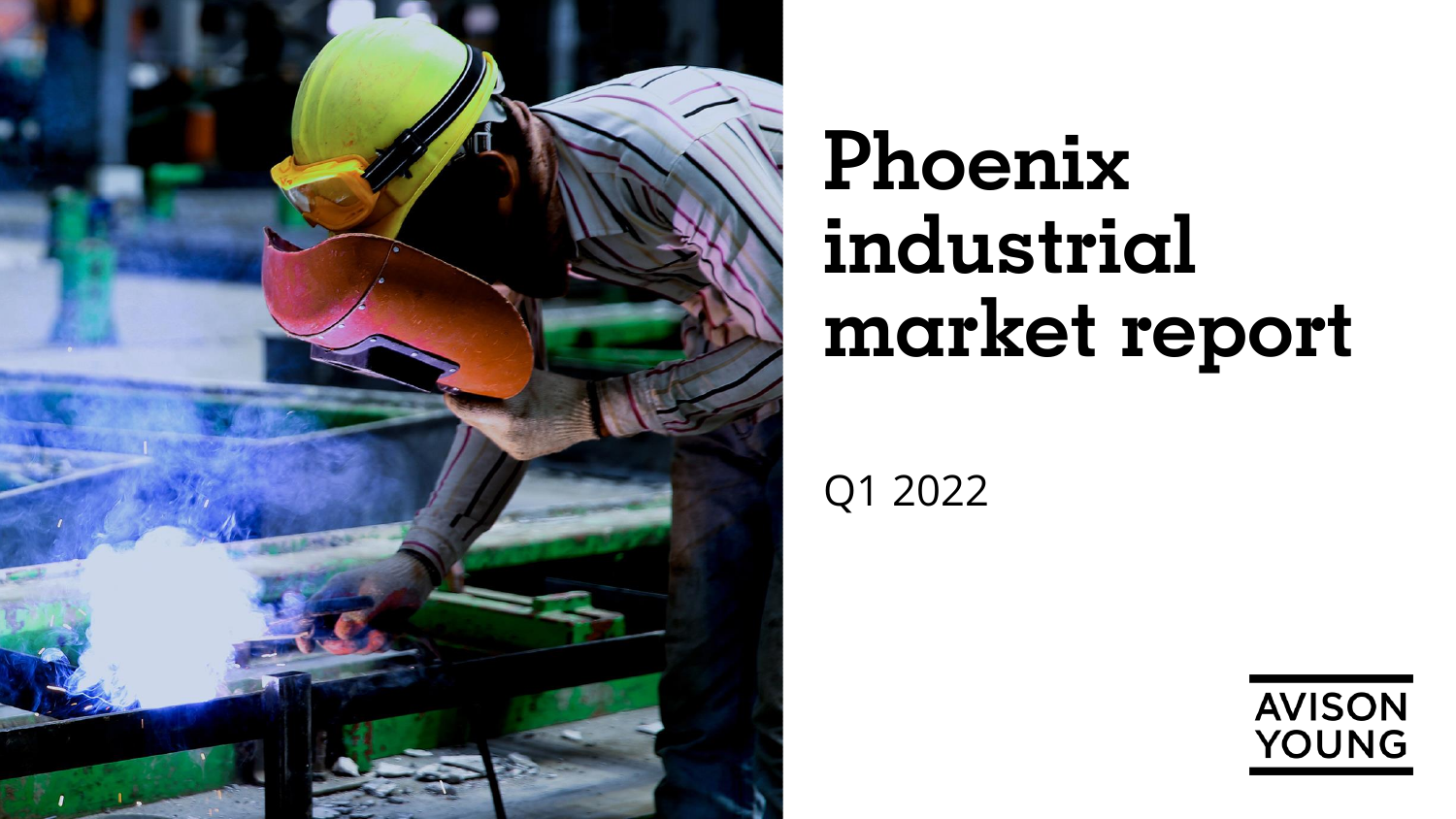# Phoenix industrial market report

Q1 2022

AVISON YOUNG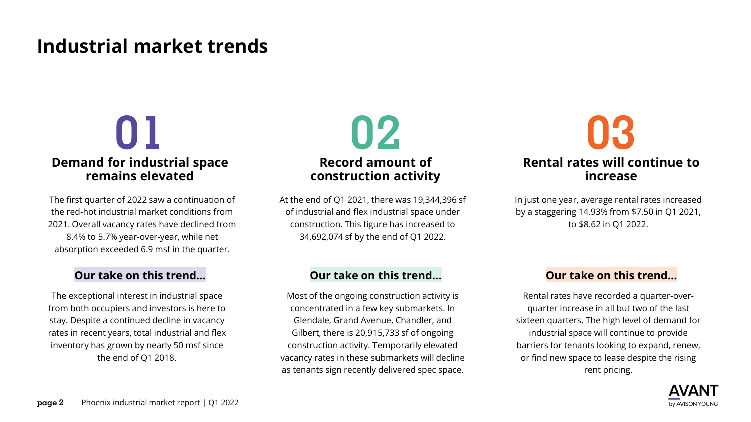# Industrial market trends

## 01

### Demand for industrial space remains elevated

The first quarter of 2022 saw a continuation of the red-hot industrial market conditions from 2021. Overall vacancy rates have declined from 8.4% to 5.7% year-over-year, while net absorption exceeded 6.9 msf in the quarter.

**Our take on this trend...**

The exceptional interest in industrial space from both occupiers and investors is here to stay. Despite a continued decline in vacancy rates in recent years, total industrial and flex inventory has grown by nearly 50 msf since the end of Q1 2018.

## 02

### Record amount of construction activity

At the end of Q1 2021, there was 19,344,396 sf of industrial and flex industrial space under construction. This figure has increased to 34,692,074 sf by the end of Q1 2022.

**Our take on this trend...**

Most of the ongoing construction activity is concentrated in a few key submarkets. In Glendale, Grand Avenue, Chandler, and Gilbert, there is 20,915,733 sf of ongoing construction activity. Temporarily elevated vacancy rates in these submarkets will decline as tenants sign recently delivered spec space.

## 03

### Rental rates will continue to increase

In just one year, average rental rates increased by a staggering 14.93% from $7.50 in Q1 2021, to $8.62 in Q1 2022.

**Our take on this trend...**

Rental rates have recorded a quarter-over-quarter increase in all but two of the last sixteen quarters. The high level of demand for industrial space will continue to provide barriers for tenants looking to expand, renew, or find new space to lease despite the rising rent pricing.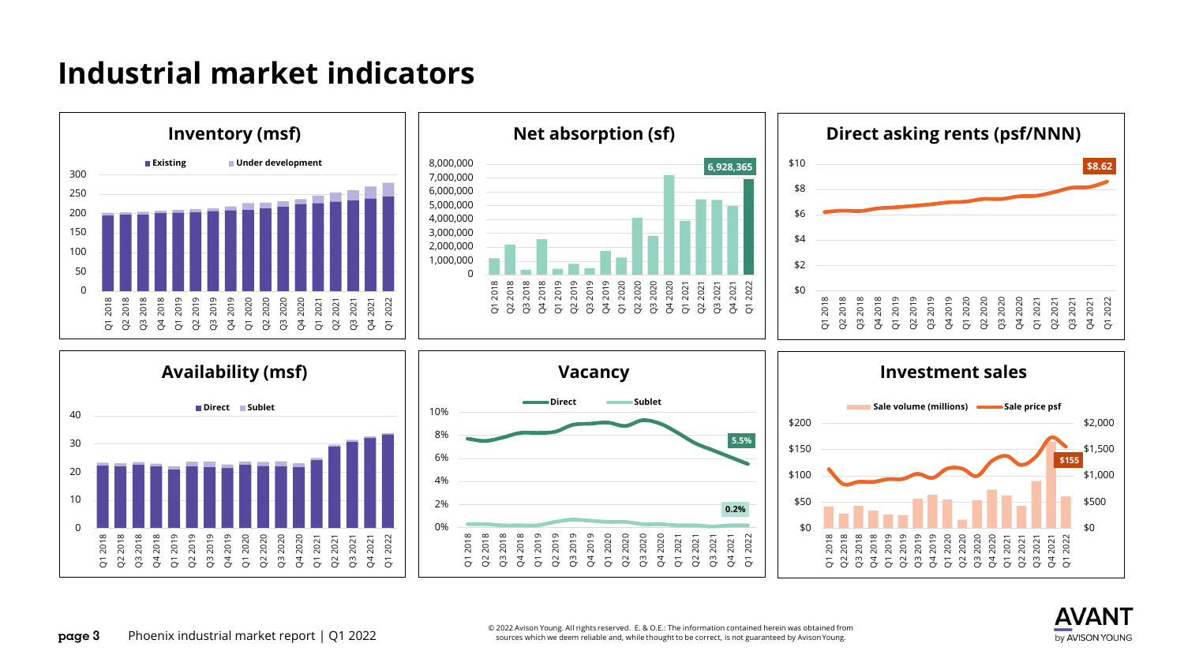# Industrial market indicators

## Inventory (msf)

Existing | Under development

## Net absorption (sf)

6,928,365

## Direct asking rents (psf/NNN)

$8.62

## Availability (msf)

Direct | Sublet

## Vacancy

Direct | Sublet

5.5%

0.2%

## Investment sales

Sale volume (millions) | Sale price psf

$155

© 2022 Avison Young. All rights reserved. E. & O.E.: The information contained herein was obtained from sources which we deem reliable and, while thought to be correct, is not guaranteed by Avison Young.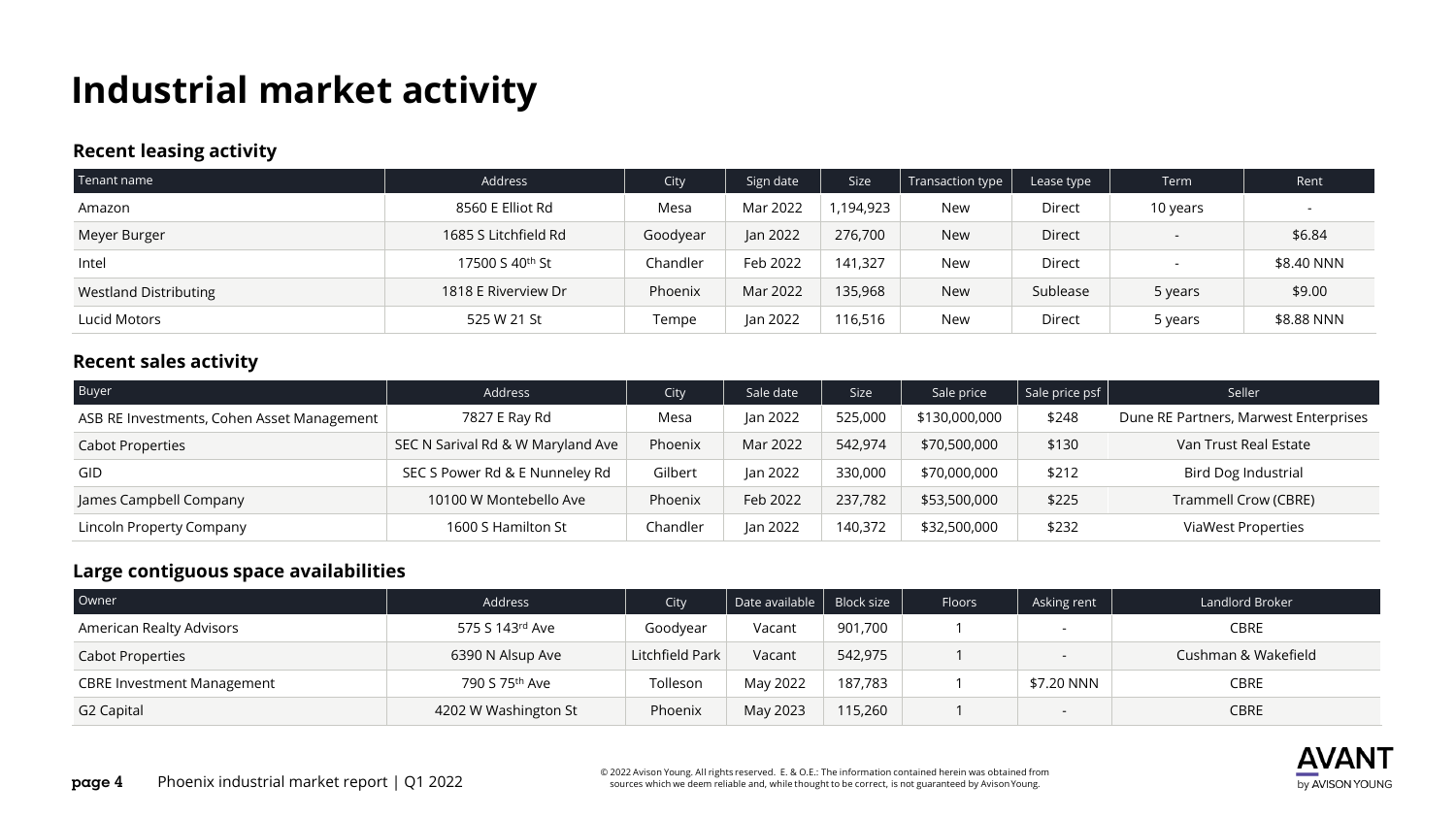# Industrial market activity

### Recent leasing activity

| Tenant name | Address | City | Sign date | Size | Transaction type | Lease type | Term | Rent |
|---|---|---|---|---|---|---|---|---|
| Amazon | 8560 E Elliot Rd | Mesa | Mar 2022 | 1,194,923 | New | Direct | 10 years | - |
| Meyer Burger | 1685 S Litchfield Rd | Goodyear | Jan 2022 | 276,700 | New | Direct | - | $6.84 |
| Intel | 17500 S 40th St | Chandler | Feb 2022 | 141,327 | New | Direct | - | $8.40 NNN |
| Westland Distributing | 1818 E Riverview Dr | Phoenix | Mar 2022 | 135,968 | New | Sublease | 5 years | $9.00 |
| Lucid Motors | 525 W 21 St | Tempe | Jan 2022 | 116,516 | New | Direct | 5 years | $8.88 NNN |

### Recent sales activity

| Buyer | Address | City | Sale date | Size | Sale price | Sale price psf | Seller |
|---|---|---|---|---|---|---|---|
| ASB RE Investments, Cohen Asset Management | 7827 E Ray Rd | Mesa | Jan 2022 | 525,000 | $130,000,000 | $248 | Dune RE Partners, Marwest Enterprises |
| Cabot Properties | SEC N Sarival Rd & W Maryland Ave | Phoenix | Mar 2022 | 542,974 | $70,500,000 | $130 | Van Trust Real Estate |
| GID | SEC S Power Rd & E Nunneley Rd | Gilbert | Jan 2022 | 330,000 | $70,000,000 | $212 | Bird Dog Industrial |
| James Campbell Company | 10100 W Montebello Ave | Phoenix | Feb 2022 | 237,782 | $53,500,000 | $225 | Trammell Crow (CBRE) |
| Lincoln Property Company | 1600 S Hamilton St | Chandler | Jan 2022 | 140,372 | $32,500,000 | $232 | ViaWest Properties |

### Large contiguous space availabilities

| Owner | Address | City | Date available | Block size | Floors | Asking rent | Landlord Broker |
|---|---|---|---|---|---|---|---|
| American Realty Advisors | 575 S 143rd Ave | Goodyear | Vacant | 901,700 | 1 | - | CBRE |
| Cabot Properties | 6390 N Alsup Ave | Litchfield Park | Vacant | 542,975 | 1 | - | Cushman & Wakefield |
| CBRE Investment Management | 790 S 75th Ave | Tolleson | May 2022 | 187,783 | 1 | $7.20 NNN | CBRE |
| G2 Capital | 4202 W Washington St | Phoenix | May 2023 | 115,260 | 1 | - | CBRE |

© 2022 Avison Young. All rights reserved. E. & O.E.: The information contained herein was obtained from sources which we deem reliable and, while thought to be correct, is not guaranteed by Avison Young.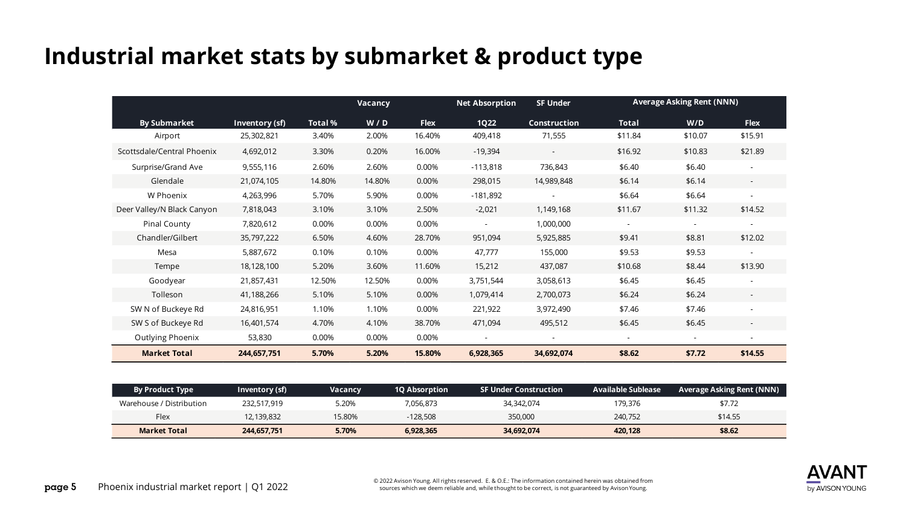# Industrial market stats by submarket & product type

| | | Vacancy | | | Net Absorption | SF Under | Average Asking Rent (NNN) | | |
|---|---|---|---|---|---|---|---|---|---|
| By Submarket | Inventory (sf) | Total % | W / D | Flex | 1Q22 | Construction | Total | W/D | Flex |
| Airport | 25,302,821 | 3.40% | 2.00% | 16.40% | 409,418 | 71,555 | $11.84 | $10.07 | $15.91 |
| Scottsdale/Central Phoenix | 4,692,012 | 3.30% | 0.20% | 16.00% | -19,394 | - | $16.92 | $10.83 | $21.89 |
| Surprise/Grand Ave | 9,555,116 | 2.60% | 2.60% | 0.00% | -113,818 | 736,843 | $6.40 | $6.40 | - |
| Glendale | 21,074,105 | 14.80% | 14.80% | 0.00% | 298,015 | 14,989,848 | $6.14 | $6.14 | - |
| W Phoenix | 4,263,996 | 5.70% | 5.90% | 0.00% | -181,892 | - | $6.64 | $6.64 | - |
| Deer Valley/N Black Canyon | 7,818,043 | 3.10% | 3.10% | 2.50% | -2,021 | 1,149,168 | $11.67 | $11.32 | $14.52 |
| Pinal County | 7,820,612 | 0.00% | 0.00% | 0.00% | - | 1,000,000 | - | - | - |
| Chandler/Gilbert | 35,797,222 | 6.50% | 4.60% | 28.70% | 951,094 | 5,925,885 | $9.41 | $8.81 | $12.02 |
| Mesa | 5,887,672 | 0.10% | 0.10% | 0.00% | 47,777 | 155,000 | $9.53 | $9.53 | - |
| Tempe | 18,128,100 | 5.20% | 3.60% | 11.60% | 15,212 | 437,087 | $10.68 | $8.44 | $13.90 |
| Goodyear | 21,857,431 | 12.50% | 12.50% | 0.00% | 3,751,544 | 3,058,613 | $6.45 | $6.45 | - |
| Tolleson | 41,188,266 | 5.10% | 5.10% | 0.00% | 1,079,414 | 2,700,073 | $6.24 | $6.24 | - |
| SW N of Buckeye Rd | 24,816,951 | 1.10% | 1.10% | 0.00% | 221,922 | 3,972,490 | $7.46 | $7.46 | - |
| SW S of Buckeye Rd | 16,401,574 | 4.70% | 4.10% | 38.70% | 471,094 | 495,512 | $6.45 | $6.45 | - |
| Outlying Phoenix | 53,830 | 0.00% | 0.00% | 0.00% | - | - | - | - | - |
| **Market Total** | **244,657,751** | **5.70%** | **5.20%** | **15.80%** | **6,928,365** | **34,692,074** | **$8.62** | **$7.72** | **$14.55** |

| By Product Type | Inventory (sf) | Vacancy | 1Q Absorption | SF Under Construction | Available Sublease | Average Asking Rent (NNN) |
|---|---|---|---|---|---|---|
| Warehouse / Distribution | 232,517,919 | 5.20% | 7,056,873 | 34,342,074 | 179,376 | $7.72 |
| Flex | 12,139,832 | 15.80% | -128,508 | 350,000 | 240,752 | $14.55 |
| **Market Total** | **244,657,751** | **5.70%** | **6,928,365** | **34,692,074** | **420,128** | **$8.62** |

© 2022 Avison Young. All rights reserved. E. & O.E.: The information contained herein was obtained from sources which we deem reliable and, while thought to be correct, is not guaranteed by Avison Young.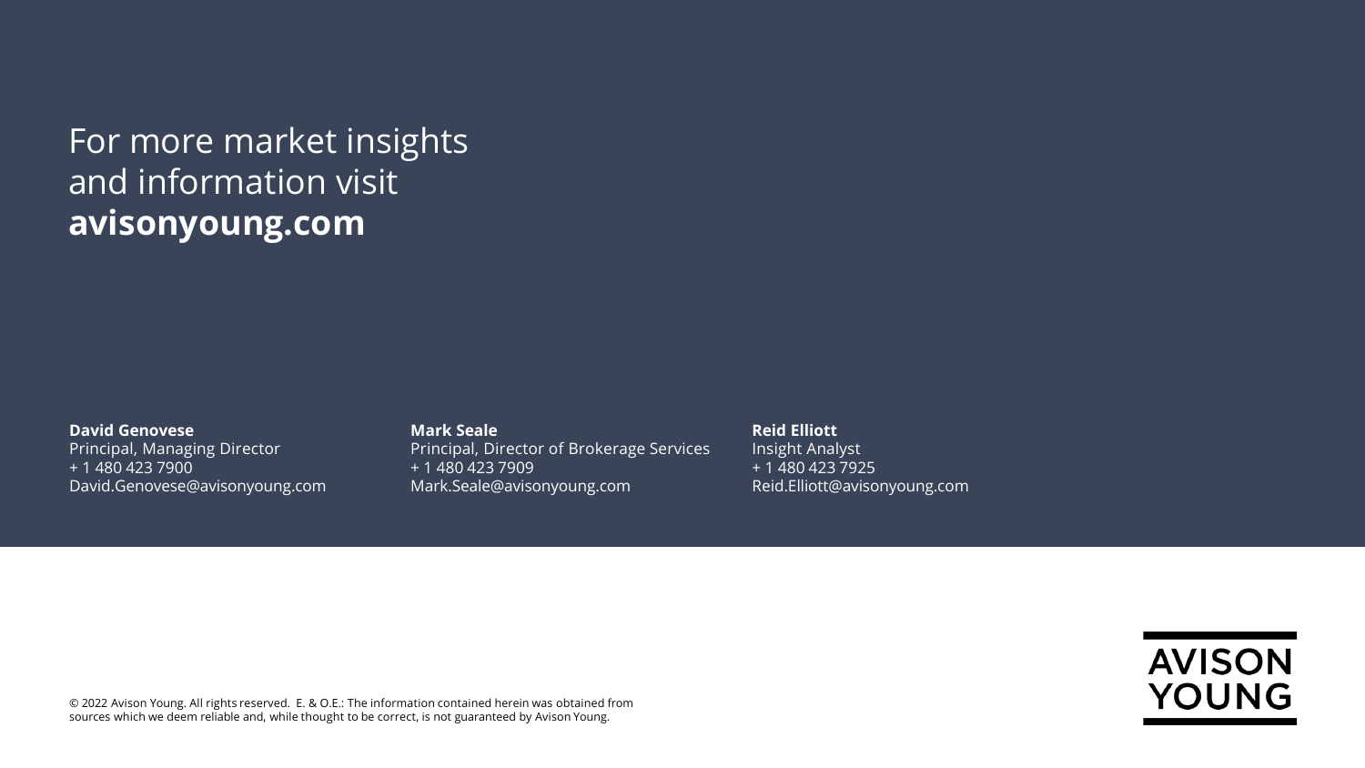For more market insights and information visit **avisonyoung.com**

**David Genovese**
Principal, Managing Director
+ 1 480 423 7900
David.Genovese@avisonyoung.com

**Mark Seale**
Principal, Director of Brokerage Services
+ 1 480 423 7909
Mark.Seale@avisonyoung.com

**Reid Elliott**
Insight Analyst
+ 1 480 423 7925
Reid.Elliott@avisonyoung.com

© 2022 Avison Young. All rights reserved. E. & O.E.: The information contained herein was obtained from sources which we deem reliable and, while thought to be correct, is not guaranteed by Avison Young.

AVISON YOUNG